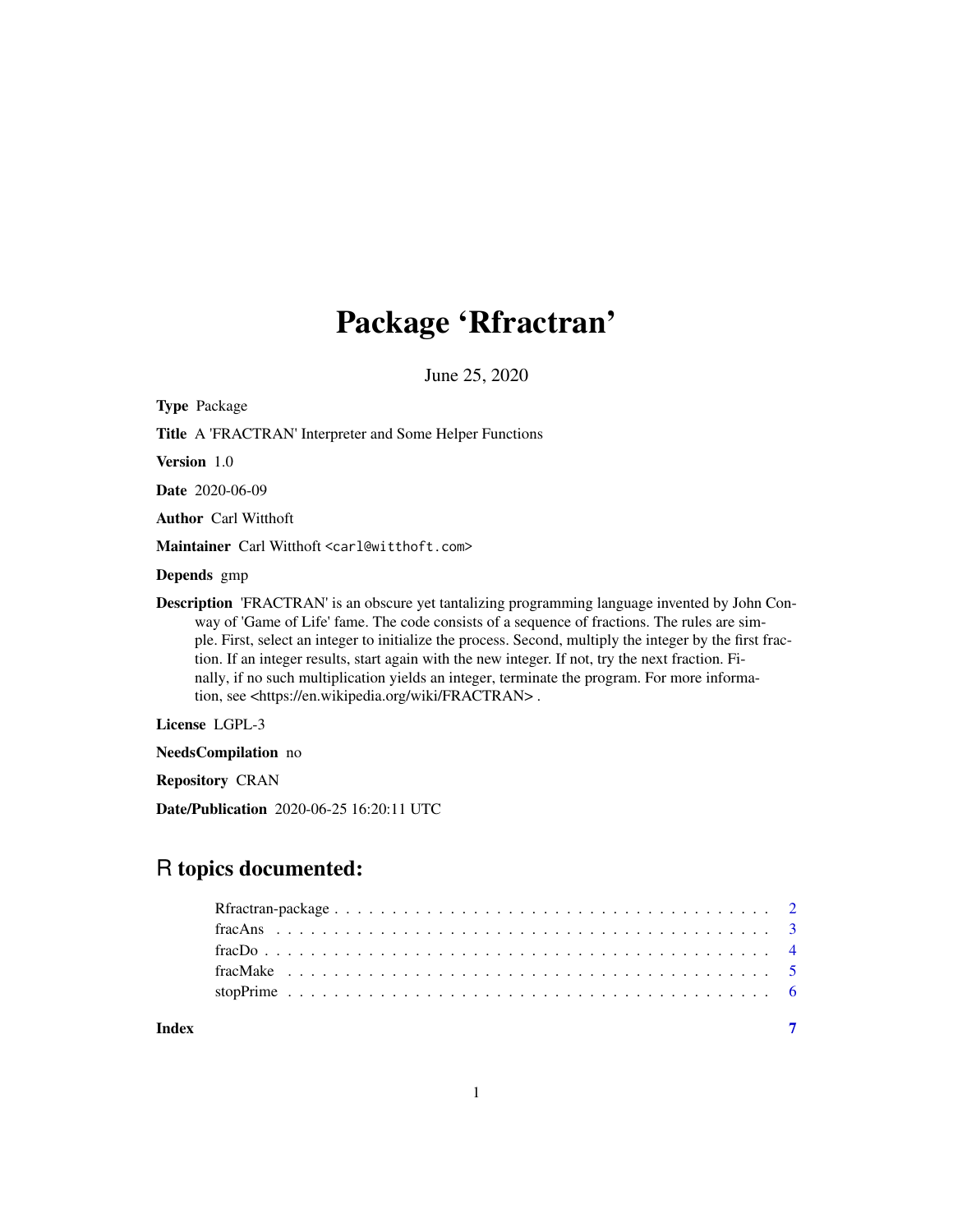# Package 'Rfractran'

June 25, 2020

**Type** Package

**Title** A 'FRACTRAN' Interpreter and Some Helper Functions

**Version** 1.0

**Date** 2020-06-09

**Author** Carl Witthoft

**Maintainer** Carl Witthoft <carl@witthoft.com>

**Depends** gmp

**Description** 'FRACTRAN' is an obscure yet tantalizing programming language invented by John Conway of 'Game of Life' fame. The code consists of a sequence of fractions. The rules are simple. First, select an integer to initialize the process. Second, multiply the integer by the first fraction. If an integer results, start again with the new integer. If not, try the next fraction. Finally, if no such multiplication yields an integer, terminate the program. For more information, see <https://en.wikipedia.org/wiki/FRACTRAN> .

**License** LGPL-3

**NeedsCompilation** no

**Repository** CRAN

**Date/Publication** 2020-06-25 16:20:11 UTC

## R topics documented:

| | |
|---|---|
| Rfractran-package | 2 |
| fracAns | 3 |
| fracDo | 4 |
| fracMake | 5 |
| stopPrime | 6 |
| **Index** | **7** |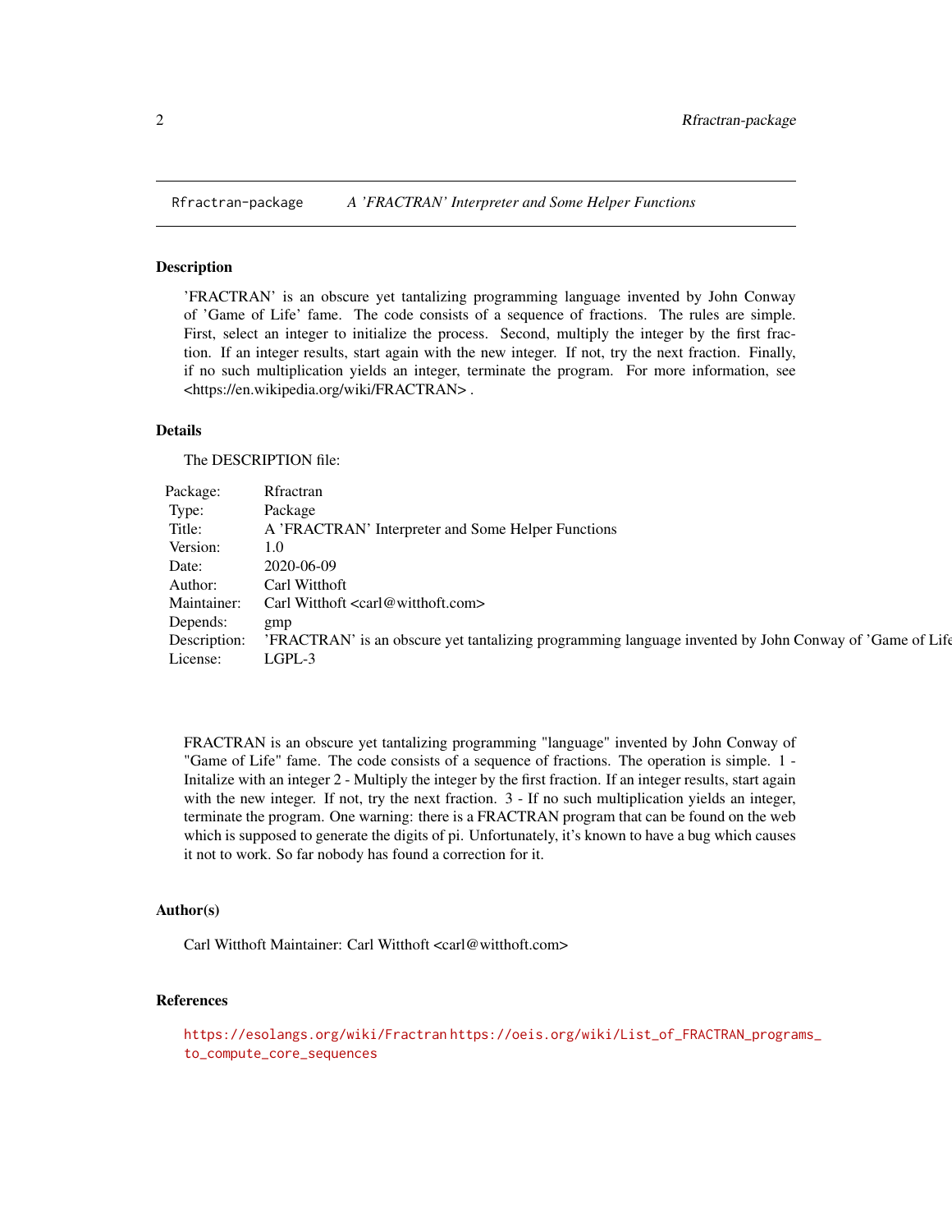## Rfractran-package — *A 'FRACTRAN' Interpreter and Some Helper Functions*

### Description

'FRACTRAN' is an obscure yet tantalizing programming language invented by John Conway of 'Game of Life' fame. The code consists of a sequence of fractions. The rules are simple. First, select an integer to initialize the process. Second, multiply the integer by the first fraction. If an integer results, start again with the new integer. If not, try the next fraction. Finally, if no such multiplication yields an integer, terminate the program. For more information, see <https://en.wikipedia.org/wiki/FRACTRAN> .

### Details

The DESCRIPTION file:

| | |
|---|---|
| Package: | Rfractran |
| Type: | Package |
| Title: | A 'FRACTRAN' Interpreter and Some Helper Functions |
| Version: | 1.0 |
| Date: | 2020-06-09 |
| Author: | Carl Witthoft |
| Maintainer: | Carl Witthoft <carl@witthoft.com> |
| Depends: | gmp |
| Description: | 'FRACTRAN' is an obscure yet tantalizing programming language invented by John Conway of 'Game of Life |
| License: | LGPL-3 |

FRACTRAN is an obscure yet tantalizing programming "language" invented by John Conway of "Game of Life" fame. The code consists of a sequence of fractions. The operation is simple. 1 - Initalize with an integer 2 - Multiply the integer by the first fraction. If an integer results, start again with the new integer. If not, try the next fraction. 3 - If no such multiplication yields an integer, terminate the program. One warning: there is a FRACTRAN program that can be found on the web which is supposed to generate the digits of pi. Unfortunately, it's known to have a bug which causes it not to work. So far nobody has found a correction for it.

### Author(s)

Carl Witthoft Maintainer: Carl Witthoft <carl@witthoft.com>

### References

https://esolangs.org/wiki/Fractran https://oeis.org/wiki/List_of_FRACTRAN_programs_to_compute_core_sequences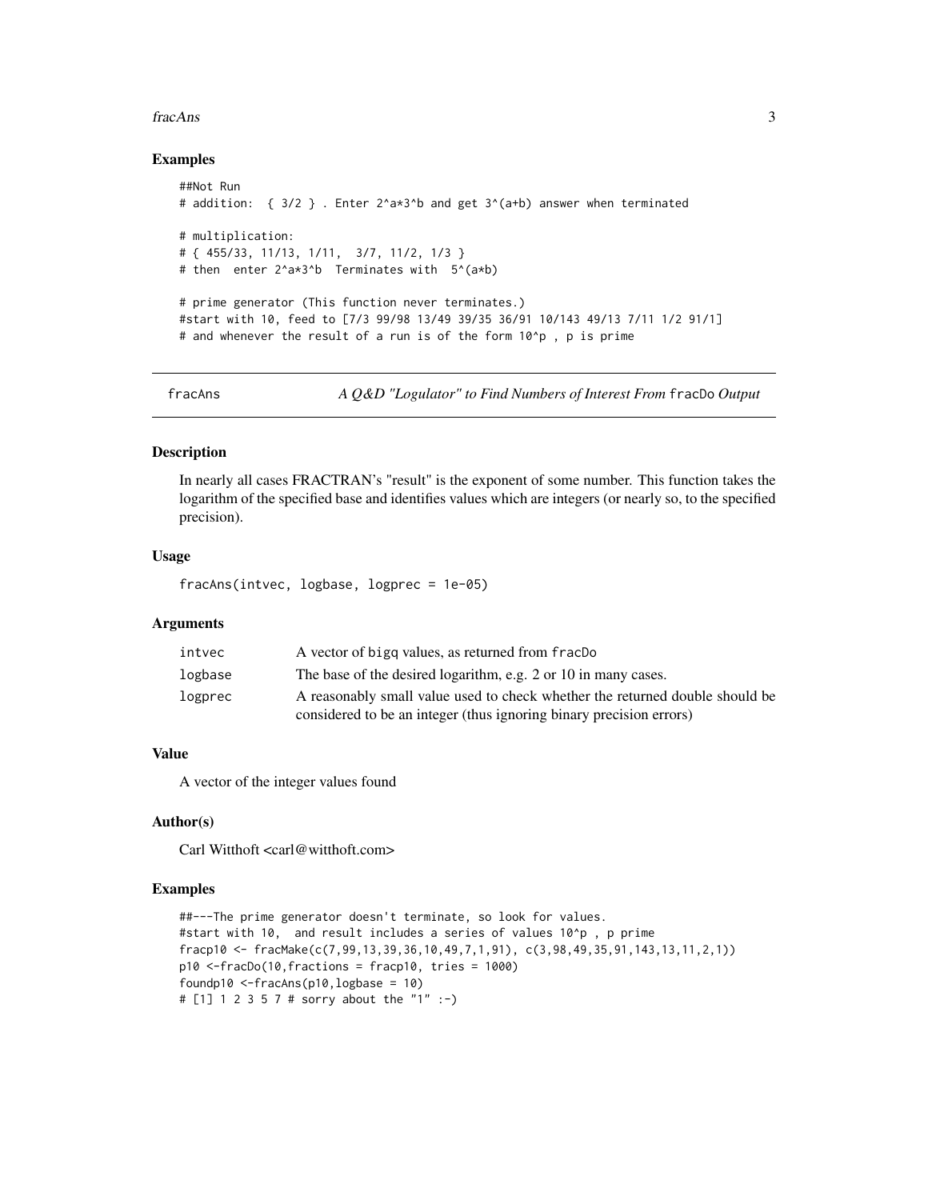### Examples

```
##Not Run
# addition:  { 3/2 } . Enter 2^a*3^b and get 3^(a+b) answer when terminated

# multiplication:
# { 455/33, 11/13, 1/11,  3/7, 11/2, 1/3 }
# then  enter 2^a*3^b  Terminates with  5^(a*b)

# prime generator (This function never terminates.)
#start with 10, feed to [7/3 99/98 13/49 39/35 36/91 10/143 49/13 7/11 1/2 91/1]
# and whenever the result of a run is of the form 10^p , p is prime
```

---

## fracAns — *A Q&D "Logulator" to Find Numbers of Interest From* `fracDo` *Output*

### Description

In nearly all cases FRACTRAN's "result" is the exponent of some number. This function takes the logarithm of the specified base and identifies values which are integers (or nearly so, to the specified precision).

### Usage

```
fracAns(intvec, logbase, logprec = 1e-05)
```

### Arguments

| | |
|---|---|
| `intvec` | A vector of `bigq` values, as returned from `fracDo` |
| `logbase` | The base of the desired logarithm, e.g. 2 or 10 in many cases. |
| `logprec` | A reasonably small value used to check whether the returned double should be considered to be an integer (thus ignoring binary precision errors) |

### Value

A vector of the integer values found

### Author(s)

Carl Witthoft <carl@witthoft.com>

### Examples

```
##---The prime generator doesn't terminate, so look for values.
#start with 10,  and result includes a series of values 10^p , p prime
fracp10 <- fracMake(c(7,99,13,39,36,10,49,7,1,91), c(3,98,49,35,91,143,13,11,2,1))
p10 <-fracDo(10,fractions = fracp10, tries = 1000)
foundp10 <-fracAns(p10,logbase = 10)
# [1] 1 2 3 5 7 # sorry about the "1" :-)
```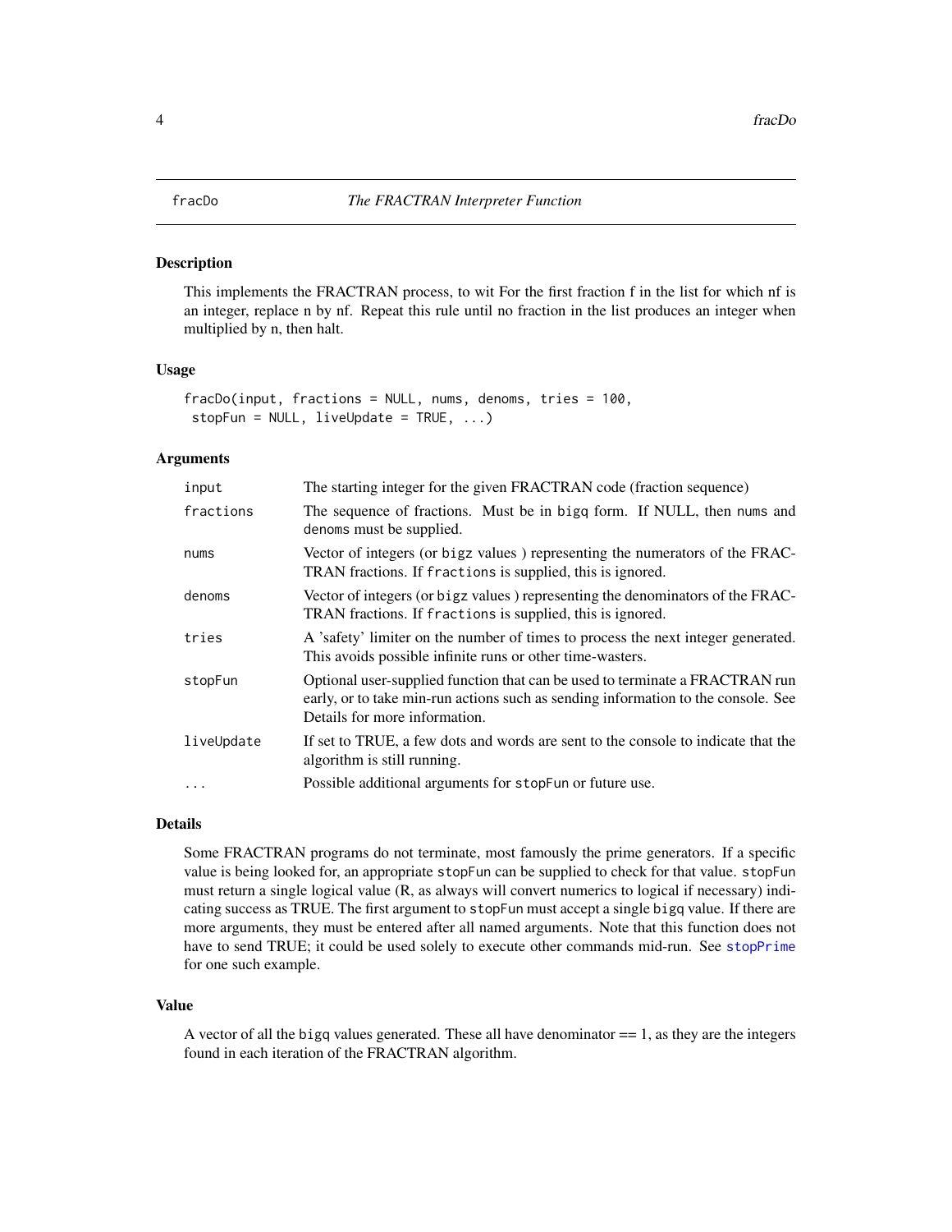## fracDo — *The FRACTRAN Interpreter Function*

### Description

This implements the FRACTRAN process, to wit For the first fraction f in the list for which nf is an integer, replace n by nf. Repeat this rule until no fraction in the list produces an integer when multiplied by n, then halt.

### Usage

```
fracDo(input, fractions = NULL, nums, denoms, tries = 100,
 stopFun = NULL, liveUpdate = TRUE, ...)
```

### Arguments

| Argument | Description |
| --- | --- |
| `input` | The starting integer for the given FRACTRAN code (fraction sequence) |
| `fractions` | The sequence of fractions. Must be in `bigq` form. If NULL, then `nums` and `denoms` must be supplied. |
| `nums` | Vector of integers (or `bigz` values ) representing the numerators of the FRACTRAN fractions. If `fractions` is supplied, this is ignored. |
| `denoms` | Vector of integers (or `bigz` values ) representing the denominators of the FRACTRAN fractions. If `fractions` is supplied, this is ignored. |
| `tries` | A 'safety' limiter on the number of times to process the next integer generated. This avoids possible infinite runs or other time-wasters. |
| `stopFun` | Optional user-supplied function that can be used to terminate a FRACTRAN run early, or to take min-run actions such as sending information to the console. See Details for more information. |
| `liveUpdate` | If set to TRUE, a few dots and words are sent to the console to indicate that the algorithm is still running. |
| `...` | Possible additional arguments for `stopFun` or future use. |

### Details

Some FRACTRAN programs do not terminate, most famously the prime generators. If a specific value is being looked for, an appropriate `stopFun` can be supplied to check for that value. `stopFun` must return a single logical value (R, as always will convert numerics to logical if necessary) indicating success as TRUE. The first argument to `stopFun` must accept a single `bigq` value. If there are more arguments, they must be entered after all named arguments. Note that this function does not have to send TRUE; it could be used solely to execute other commands mid-run. See `stopPrime` for one such example.

### Value

A vector of all the `bigq` values generated. These all have denominator == 1, as they are the integers found in each iteration of the FRACTRAN algorithm.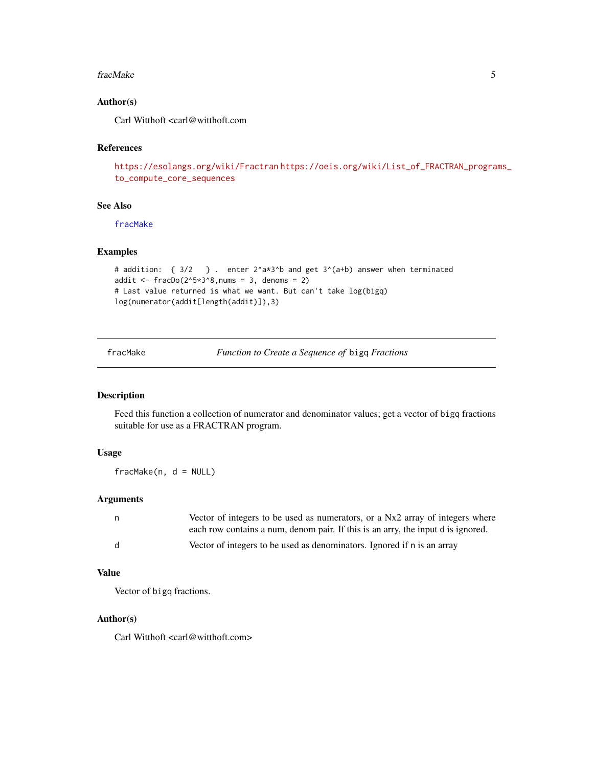### Author(s)

Carl Witthoft <carl@witthoft.com

### References

https://esolangs.org/wiki/Fractran https://oeis.org/wiki/List_of_FRACTRAN_programs_to_compute_core_sequences

### See Also

fracMake

### Examples

```
# addition:  { 3/2   } .  enter 2^a*3^b and get 3^(a+b) answer when terminated
addit <- fracDo(2^5*3^8,nums = 3, denoms = 2)
# Last value returned is what we want. But can't take log(bigq)
log(numerator(addit[length(addit)]),3)
```

---

## fracMake — *Function to Create a Sequence of* `bigq` *Fractions*

### Description

Feed this function a collection of numerator and denominator values; get a vector of `bigq` fractions suitable for use as a FRACTRAN program.

### Usage

```
fracMake(n, d = NULL)
```

### Arguments

| | |
|---|---|
| `n` | Vector of integers to be used as numerators, or a Nx2 array of integers where each row contains a num, denom pair. If this is an arry, the input `d` is ignored. |
| `d` | Vector of integers to be used as denominators. Ignored if `n` is an array |

### Value

Vector of `bigq` fractions.

### Author(s)

Carl Witthoft <carl@witthoft.com>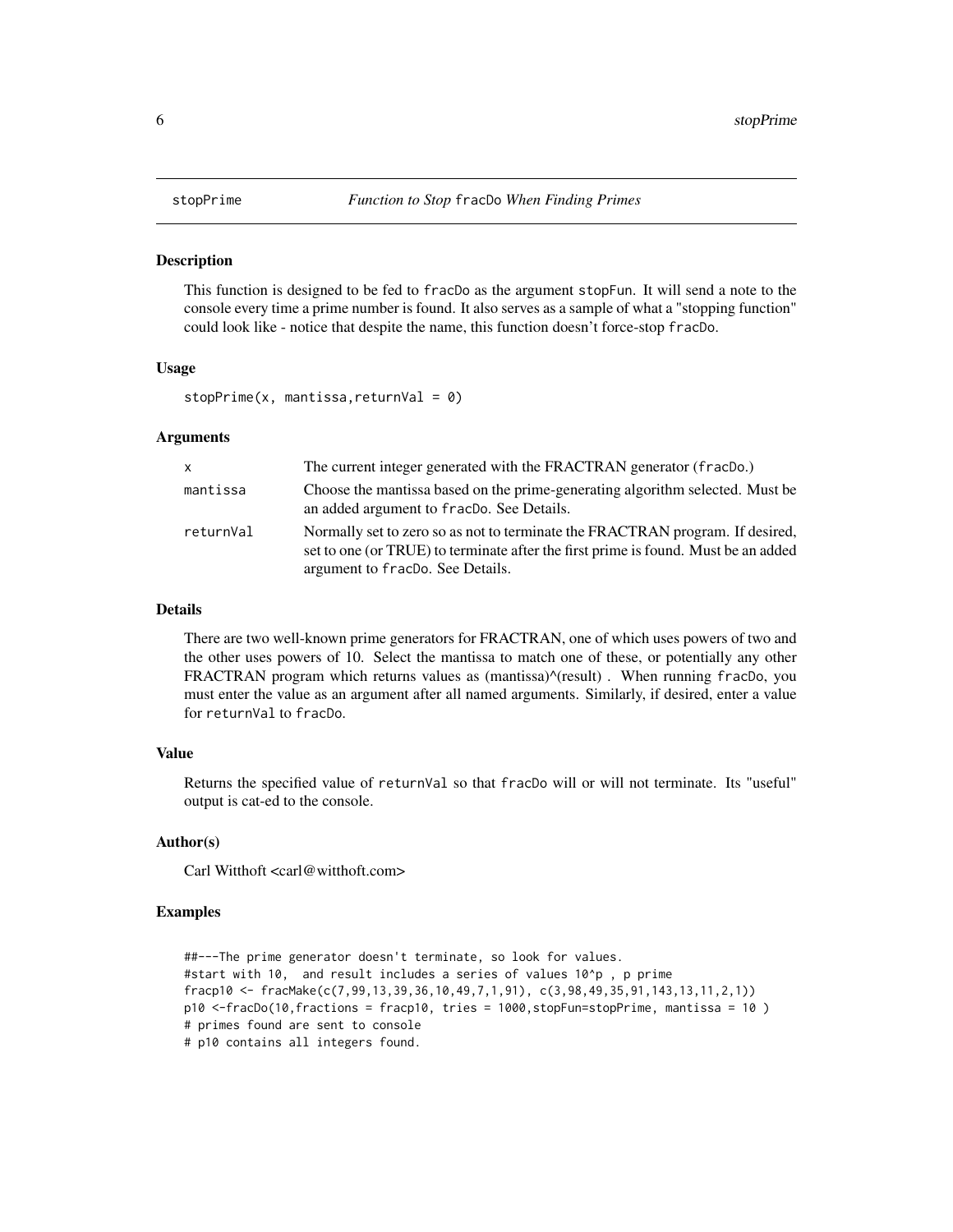## stopPrime — *Function to Stop* fracDo *When Finding Primes*

### Description

This function is designed to be fed to fracDo as the argument stopFun. It will send a note to the console every time a prime number is found. It also serves as a sample of what a "stopping function" could look like - notice that despite the name, this function doesn't force-stop fracDo.

### Usage

```
stopPrime(x, mantissa,returnVal = 0)
```

### Arguments

| | |
|---|---|
| x | The current integer generated with the FRACTRAN generator (fracDo.) |
| mantissa | Choose the mantissa based on the prime-generating algorithm selected. Must be an added argument to fracDo. See Details. |
| returnVal | Normally set to zero so as not to terminate the FRACTRAN program. If desired, set to one (or TRUE) to terminate after the first prime is found. Must be an added argument to fracDo. See Details. |

### Details

There are two well-known prime generators for FRACTRAN, one of which uses powers of two and the other uses powers of 10. Select the mantissa to match one of these, or potentially any other FRACTRAN program which returns values as (mantissa)^(result) . When running fracDo, you must enter the value as an argument after all named arguments. Similarly, if desired, enter a value for returnVal to fracDo.

### Value

Returns the specified value of returnVal so that fracDo will or will not terminate. Its "useful" output is cat-ed to the console.

### Author(s)

Carl Witthoft <carl@witthoft.com>

### Examples

```
##---The prime generator doesn't terminate, so look for values.
#start with 10,  and result includes a series of values 10^p , p prime
fracp10 <- fracMake(c(7,99,13,39,36,10,49,7,1,91), c(3,98,49,35,91,143,13,11,2,1))
p10 <-fracDo(10,fractions = fracp10, tries = 1000,stopFun=stopPrime, mantissa = 10 )
# primes found are sent to console
# p10 contains all integers found.
```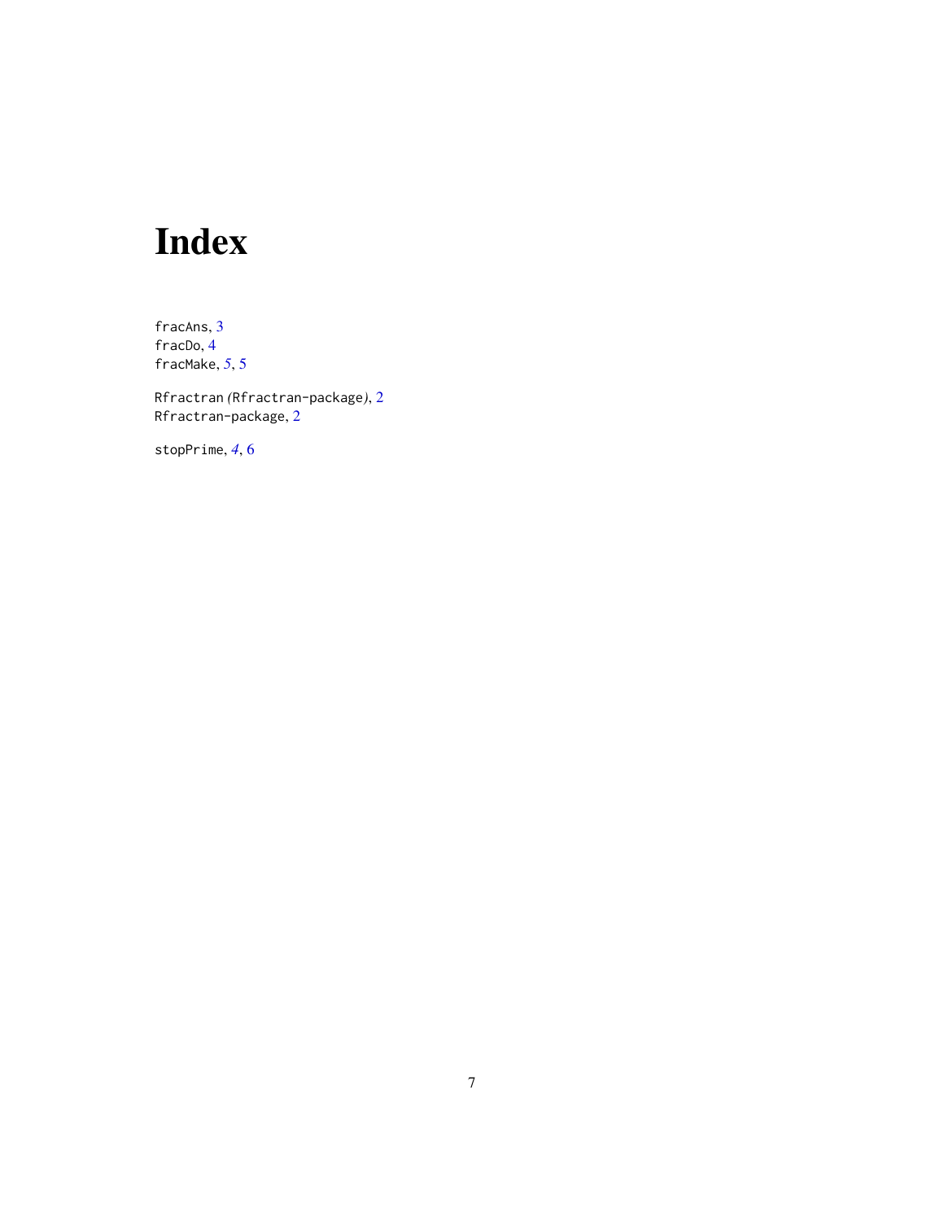# Index

fracAns, 3
fracDo, 4
fracMake, *5*, 5

Rfractran *(*Rfractran-package*)*, 2
Rfractran-package, 2

stopPrime, *4*, 6